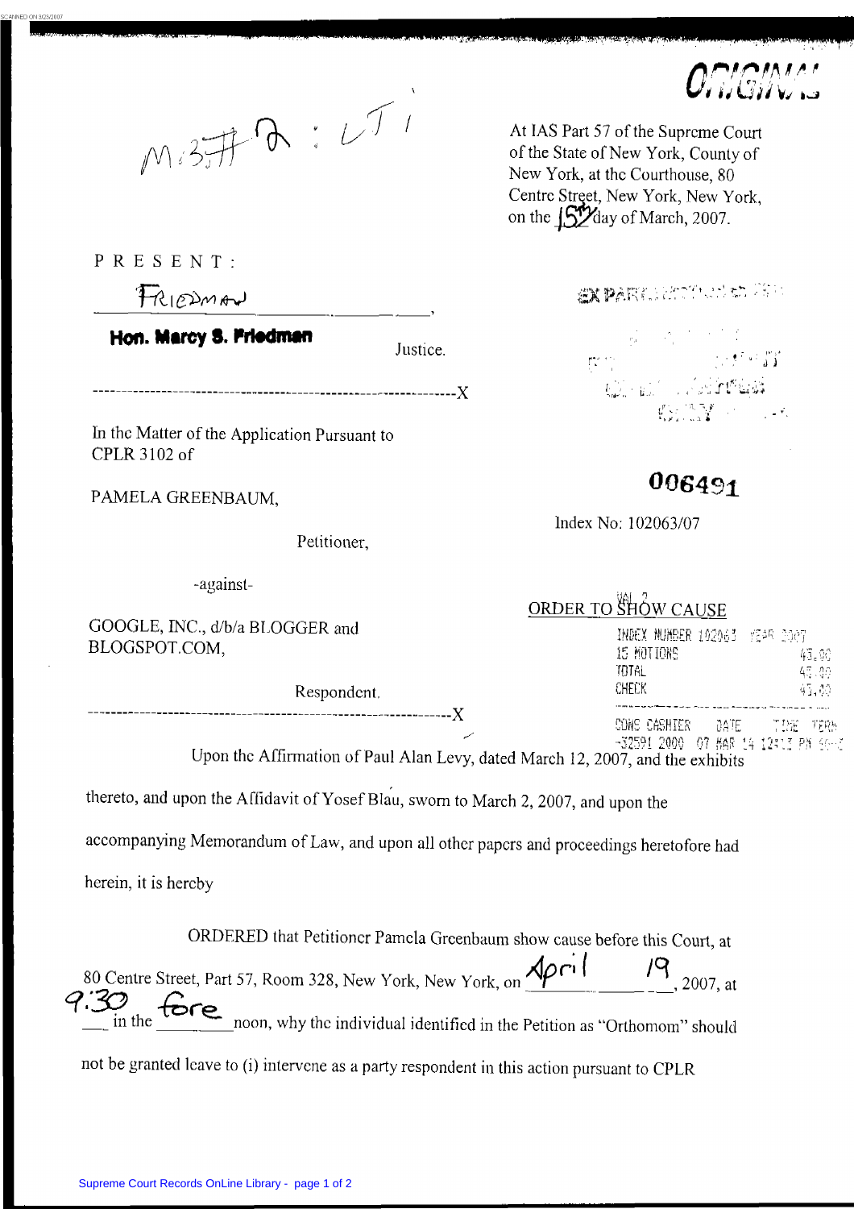M 3 # ? : LTI

ORIGINAL

At IAS Part 57 of the Supreme Court of the State of New York, County of New York, at the Courthouse, 80 Centre Street, New York, New York, on the 15th day of March, 2007.

PRESENT:

FRIEDMAN

**Hon. Marcy S. Friedman**

Justice.

---

In the Matter of the Application Pursuant to CPLR 3102 of

PAMELA GREENBAUM,

Petitioner,

-against-

GOOGLE, INC., d/b/a BLOGGER and BLOGSPOT.COM,

Respondent.

---

006491

Index No: 102063/07

## ORDER TO SHOW CAUSE

| INDEX NUMBER 102063 YEAR 2007 | |
|---|---|
| 15 MOTIONS | 45.00 |
| TOTAL | 45.00 |
| CHECK | 45.00 |

Upon the Affirmation of Paul Alan Levy, dated March 12, 2007, and the exhibits thereto, and upon the Affidavit of Yosef Blau, sworn to March 2, 2007, and upon the accompanying Memorandum of Law, and upon all other papers and proceedings heretofore had herein, it is hereby

ORDERED that Petitioner Pamela Greenbaum show cause before this Court, at 80 Centre Street, Part 57, Room 328, New York, New York, on April 19, 2007, at 9:30 in the fore noon, why the individual identified in the Petition as "Orthomom" should not be granted leave to (i) intervene as a party respondent in this action pursuant to CPLR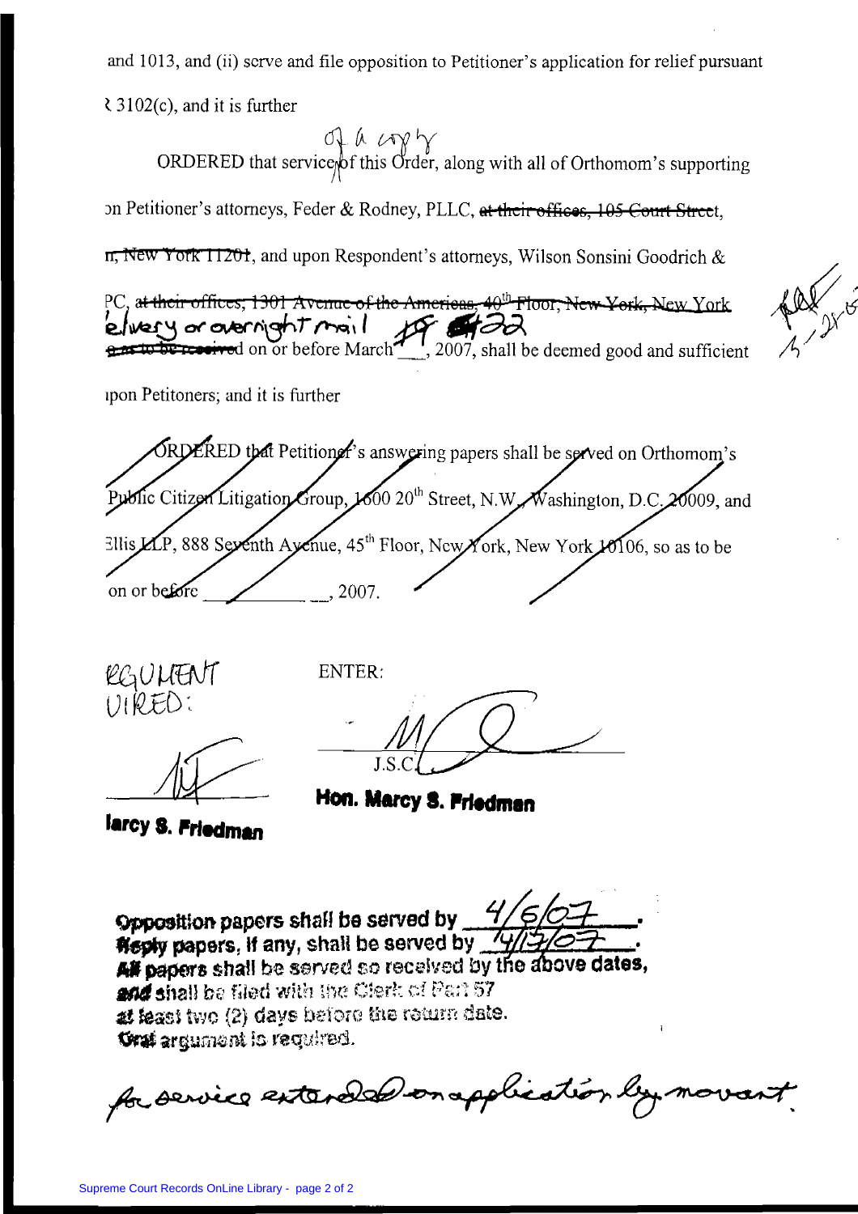and 1013, and (ii) serve and file opposition to Petitioner's application for relief pursuant

§ 3102(c), and it is further

ORDERED that service of a copy of this Order, along with all of Orthomom's supporting

on Petitioner's attorneys, Feder & Rodney, PLLC, ~~at their offices, 105 Court Street,~~

~~n, New York 11201~~, and upon Respondent's attorneys, Wilson Sonsini Goodrich &

PC, ~~at their offices, 1301 Avenue of the Americas, 40th Floor, New York, New York~~ delivery or overnight mail ~~so as to be received~~ on or before March 22, 2007, shall be deemed good and sufficient

upon Petitoners; and it is further

~~ORDERED that Petitioner's answering papers shall be served on Orthomom's~~

~~Public Citizen Litigation Group, 1600 20th Street, N.W., Washington, D.C. 20009, and~~

~~Ellis LLP, 888 Seventh Avenue, 45th Floor, New York, New York 10106, so as to be~~

~~on or before \_\_\_\_\_\_\_\_\_\_, 2007.~~

ARGUMENT REQUIRED:

Marcy S. Friedman

ENTER:

J.S.C.

**Hon. Marcy S. Friedman**

**Opposition papers shall be served by 4/6/07.**
**Reply papers, if any, shall be served by 4/13/07.**
**All papers shall be served so received by the above dates, and shall be filed with the Clerk of Part 57 at least two (2) days before the return date.**
**Oral argument is required.**

for service extended on application by movant.